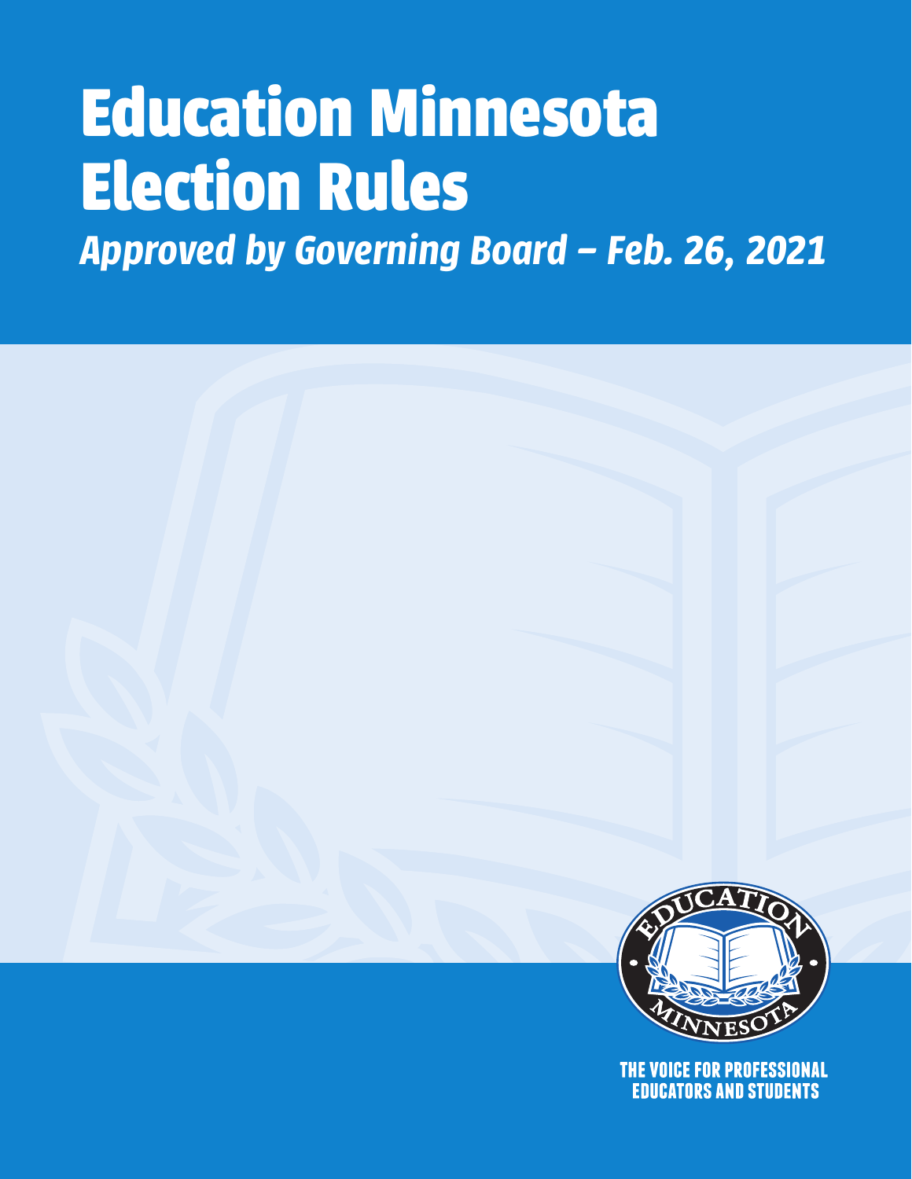# Education Minnesota Election Rules

*Approved by Governing Board – Feb. 26, 2021*

THE VOICE FOR PROFESSIONAL EDUCATORS AND STUDENTS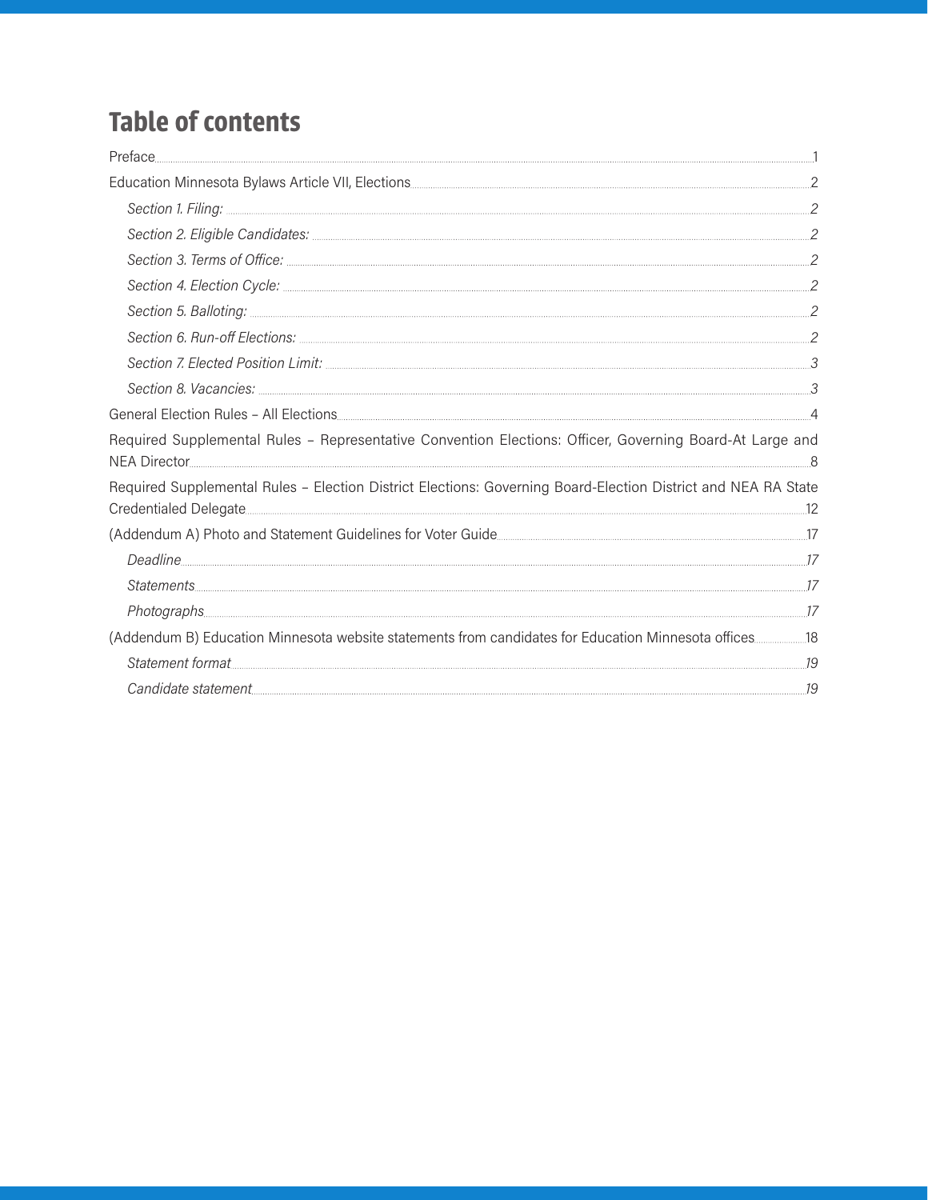# Table of contents

Preface ........ 1

Education Minnesota Bylaws Article VII, Elections ........ 2

- *Section 1. Filing:* ........ 2
- *Section 2. Eligible Candidates:* ........ 2
- *Section 3. Terms of Office:* ........ 2
- *Section 4. Election Cycle:* ........ 2
- *Section 5. Balloting:* ........ 2
- *Section 6. Run-off Elections:* ........ 2
- *Section 7. Elected Position Limit:* ........ 3
- *Section 8. Vacancies:* ........ 3

General Election Rules – All Elections ........ 4

Required Supplemental Rules – Representative Convention Elections: Officer, Governing Board-At Large and NEA Director ........ 8

Required Supplemental Rules – Election District Elections: Governing Board-Election District and NEA RA State Credentialed Delegate ........ 12

(Addendum A) Photo and Statement Guidelines for Voter Guide ........ 17

- *Deadline* ........ 17
- *Statements* ........ 17
- *Photographs* ........ 17

(Addendum B) Education Minnesota website statements from candidates for Education Minnesota offices ........ 18

- *Statement format* ........ 19
- *Candidate statement* ........ 19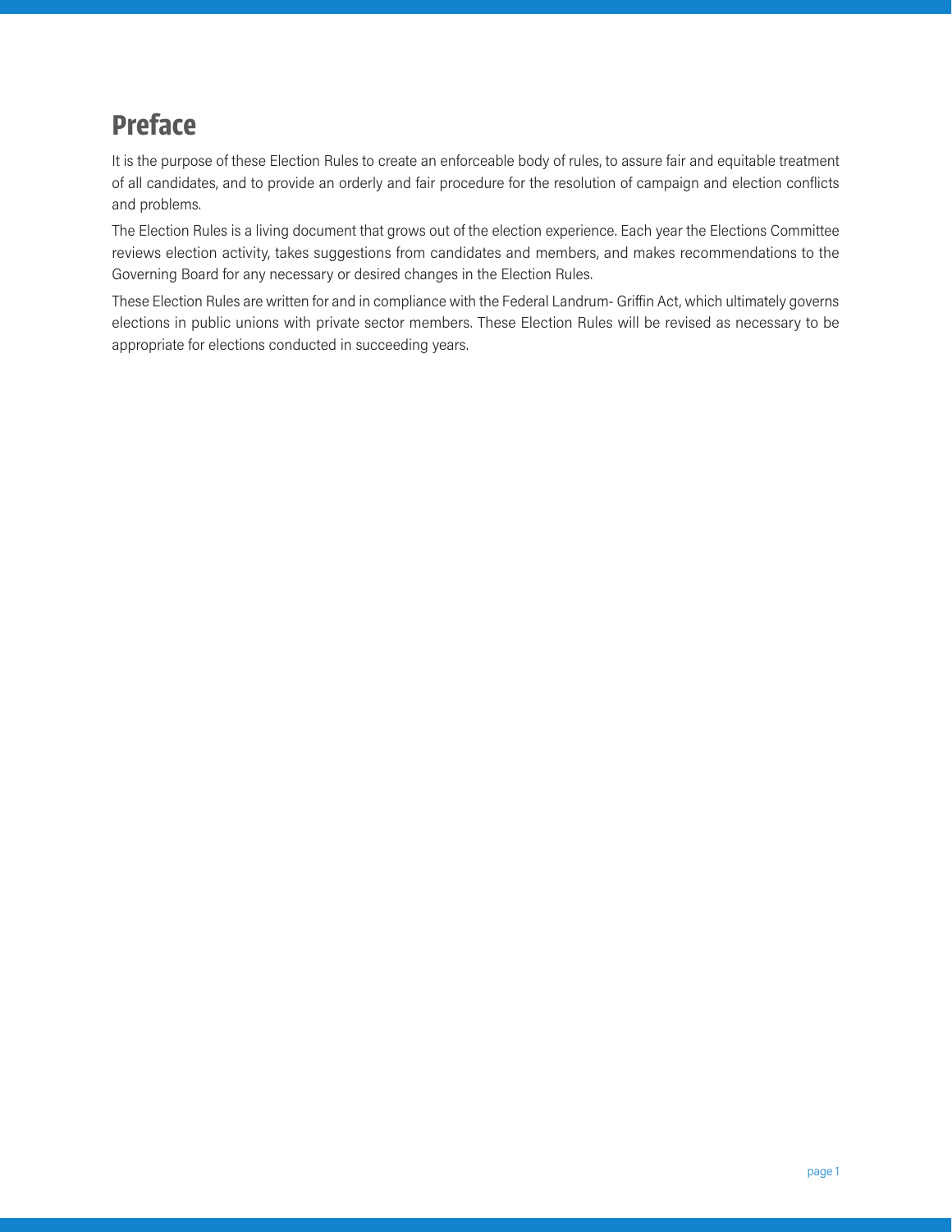# Preface

It is the purpose of these Election Rules to create an enforceable body of rules, to assure fair and equitable treatment of all candidates, and to provide an orderly and fair procedure for the resolution of campaign and election conflicts and problems.

The Election Rules is a living document that grows out of the election experience. Each year the Elections Committee reviews election activity, takes suggestions from candidates and members, and makes recommendations to the Governing Board for any necessary or desired changes in the Election Rules.

These Election Rules are written for and in compliance with the Federal Landrum- Griffin Act, which ultimately governs elections in public unions with private sector members. These Election Rules will be revised as necessary to be appropriate for elections conducted in succeeding years.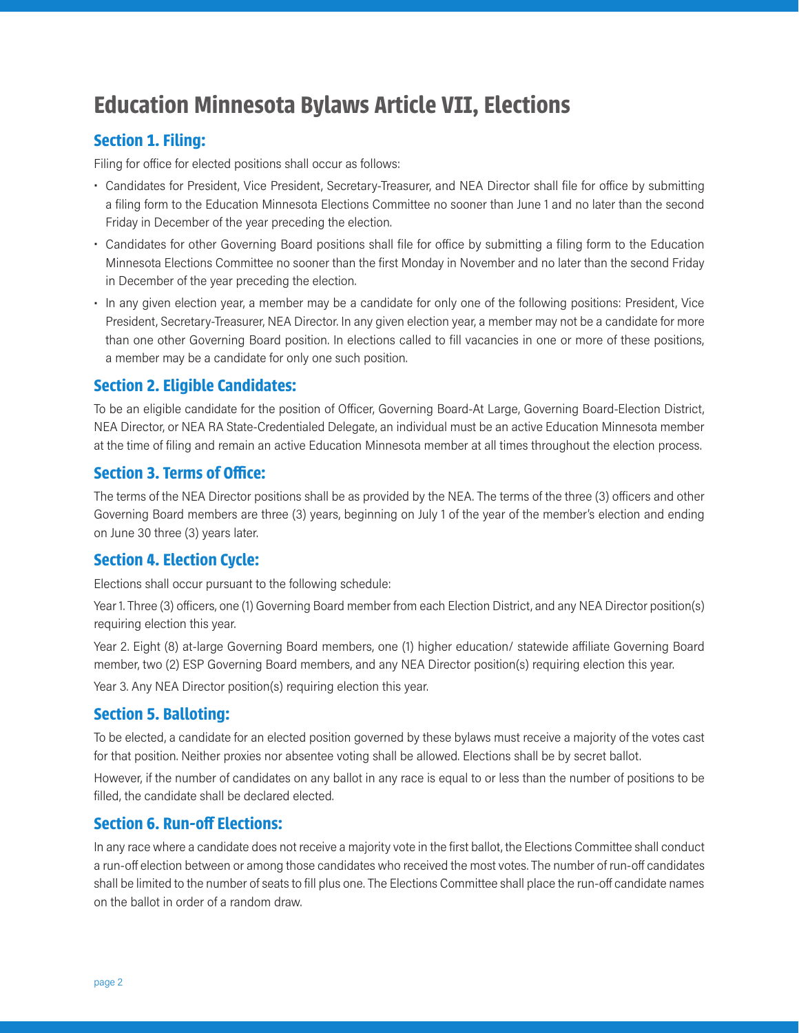# Education Minnesota Bylaws Article VII, Elections

## Section 1. Filing:

Filing for office for elected positions shall occur as follows:

- Candidates for President, Vice President, Secretary-Treasurer, and NEA Director shall file for office by submitting a filing form to the Education Minnesota Elections Committee no sooner than June 1 and no later than the second Friday in December of the year preceding the election.
- Candidates for other Governing Board positions shall file for office by submitting a filing form to the Education Minnesota Elections Committee no sooner than the first Monday in November and no later than the second Friday in December of the year preceding the election.
- In any given election year, a member may be a candidate for only one of the following positions: President, Vice President, Secretary-Treasurer, NEA Director. In any given election year, a member may not be a candidate for more than one other Governing Board position. In elections called to fill vacancies in one or more of these positions, a member may be a candidate for only one such position.

## Section 2. Eligible Candidates:

To be an eligible candidate for the position of Officer, Governing Board-At Large, Governing Board-Election District, NEA Director, or NEA RA State-Credentialed Delegate, an individual must be an active Education Minnesota member at the time of filing and remain an active Education Minnesota member at all times throughout the election process.

## Section 3. Terms of Office:

The terms of the NEA Director positions shall be as provided by the NEA. The terms of the three (3) officers and other Governing Board members are three (3) years, beginning on July 1 of the year of the member's election and ending on June 30 three (3) years later.

## Section 4. Election Cycle:

Elections shall occur pursuant to the following schedule:

Year 1. Three (3) officers, one (1) Governing Board member from each Election District, and any NEA Director position(s) requiring election this year.

Year 2. Eight (8) at-large Governing Board members, one (1) higher education/ statewide affiliate Governing Board member, two (2) ESP Governing Board members, and any NEA Director position(s) requiring election this year.

Year 3. Any NEA Director position(s) requiring election this year.

## Section 5. Balloting:

To be elected, a candidate for an elected position governed by these bylaws must receive a majority of the votes cast for that position. Neither proxies nor absentee voting shall be allowed. Elections shall be by secret ballot.

However, if the number of candidates on any ballot in any race is equal to or less than the number of positions to be filled, the candidate shall be declared elected.

## Section 6. Run-off Elections:

In any race where a candidate does not receive a majority vote in the first ballot, the Elections Committee shall conduct a run-off election between or among those candidates who received the most votes. The number of run-off candidates shall be limited to the number of seats to fill plus one. The Elections Committee shall place the run-off candidate names on the ballot in order of a random draw.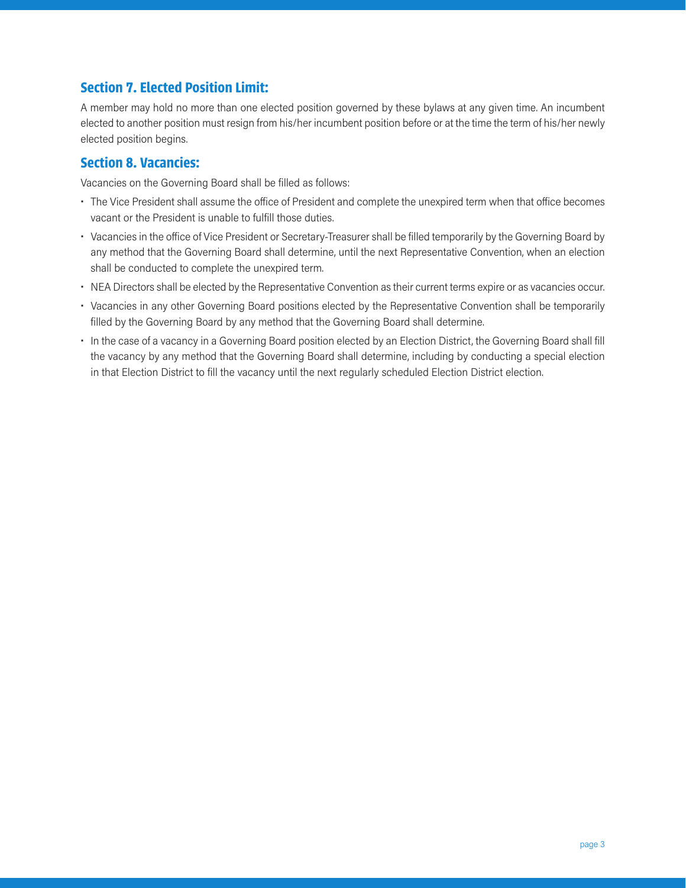### Section 7. Elected Position Limit:

A member may hold no more than one elected position governed by these bylaws at any given time. An incumbent elected to another position must resign from his/her incumbent position before or at the time the term of his/her newly elected position begins.

### Section 8. Vacancies:

Vacancies on the Governing Board shall be filled as follows:

- The Vice President shall assume the office of President and complete the unexpired term when that office becomes vacant or the President is unable to fulfill those duties.
- Vacancies in the office of Vice President or Secretary-Treasurer shall be filled temporarily by the Governing Board by any method that the Governing Board shall determine, until the next Representative Convention, when an election shall be conducted to complete the unexpired term.
- NEA Directors shall be elected by the Representative Convention as their current terms expire or as vacancies occur.
- Vacancies in any other Governing Board positions elected by the Representative Convention shall be temporarily filled by the Governing Board by any method that the Governing Board shall determine.
- In the case of a vacancy in a Governing Board position elected by an Election District, the Governing Board shall fill the vacancy by any method that the Governing Board shall determine, including by conducting a special election in that Election District to fill the vacancy until the next regularly scheduled Election District election.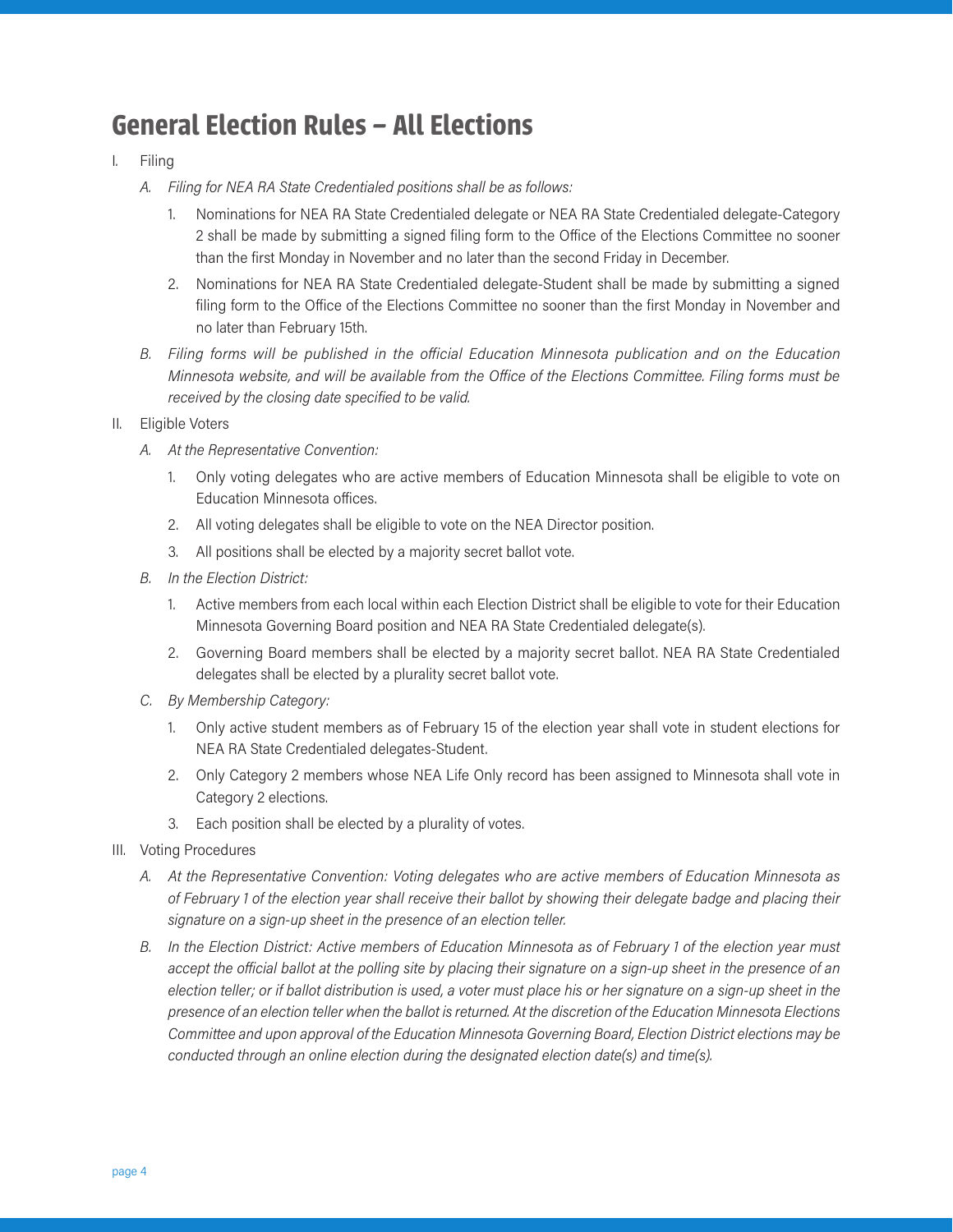# General Election Rules – All Elections

I. Filing

   *A. Filing for NEA RA State Credentialed positions shall be as follows:*

      1. Nominations for NEA RA State Credentialed delegate or NEA RA State Credentialed delegate-Category 2 shall be made by submitting a signed filing form to the Office of the Elections Committee no sooner than the first Monday in November and no later than the second Friday in December.

      2. Nominations for NEA RA State Credentialed delegate-Student shall be made by submitting a signed filing form to the Office of the Elections Committee no sooner than the first Monday in November and no later than February 15th.

   *B. Filing forms will be published in the official Education Minnesota publication and on the Education Minnesota website, and will be available from the Office of the Elections Committee. Filing forms must be received by the closing date specified to be valid.*

II. Eligible Voters

   *A. At the Representative Convention:*

      1. Only voting delegates who are active members of Education Minnesota shall be eligible to vote on Education Minnesota offices.

      2. All voting delegates shall be eligible to vote on the NEA Director position.

      3. All positions shall be elected by a majority secret ballot vote.

   *B. In the Election District:*

      1. Active members from each local within each Election District shall be eligible to vote for their Education Minnesota Governing Board position and NEA RA State Credentialed delegate(s).

      2. Governing Board members shall be elected by a majority secret ballot. NEA RA State Credentialed delegates shall be elected by a plurality secret ballot vote.

   *C. By Membership Category:*

      1. Only active student members as of February 15 of the election year shall vote in student elections for NEA RA State Credentialed delegates-Student.

      2. Only Category 2 members whose NEA Life Only record has been assigned to Minnesota shall vote in Category 2 elections.

      3. Each position shall be elected by a plurality of votes.

III. Voting Procedures

   *A. At the Representative Convention: Voting delegates who are active members of Education Minnesota as of February 1 of the election year shall receive their ballot by showing their delegate badge and placing their signature on a sign-up sheet in the presence of an election teller.*

   *B. In the Election District: Active members of Education Minnesota as of February 1 of the election year must accept the official ballot at the polling site by placing their signature on a sign-up sheet in the presence of an election teller; or if ballot distribution is used, a voter must place his or her signature on a sign-up sheet in the presence of an election teller when the ballot is returned. At the discretion of the Education Minnesota Elections Committee and upon approval of the Education Minnesota Governing Board, Election District elections may be conducted through an online election during the designated election date(s) and time(s).*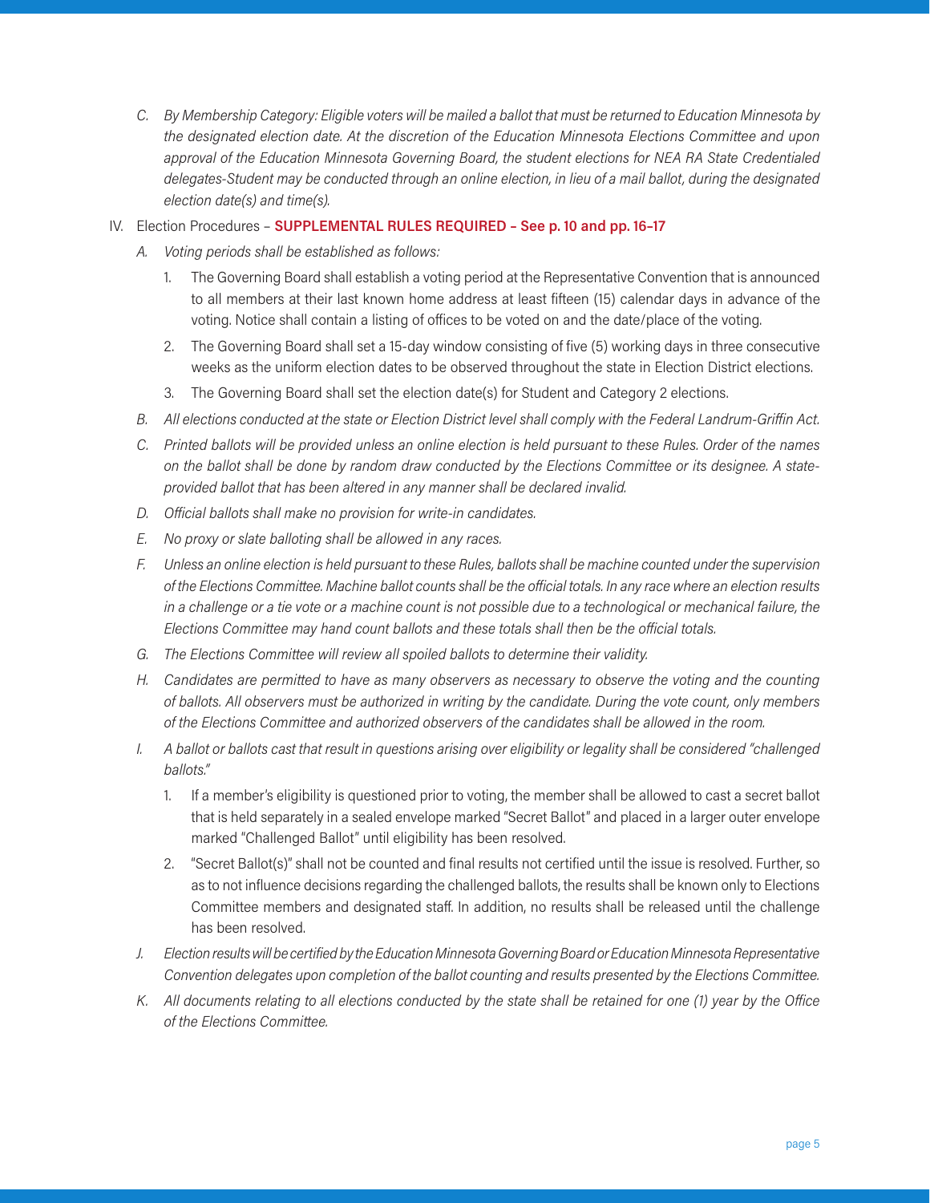C. *By Membership Category: Eligible voters will be mailed a ballot that must be returned to Education Minnesota by the designated election date. At the discretion of the Education Minnesota Elections Committee and upon approval of the Education Minnesota Governing Board, the student elections for NEA RA State Credentialed delegates-Student may be conducted through an online election, in lieu of a mail ballot, during the designated election date(s) and time(s).*

IV. Election Procedures – **SUPPLEMENTAL RULES REQUIRED – See p. 10 and pp. 16–17**

A. *Voting periods shall be established as follows:*

1. The Governing Board shall establish a voting period at the Representative Convention that is announced to all members at their last known home address at least fifteen (15) calendar days in advance of the voting. Notice shall contain a listing of offices to be voted on and the date/place of the voting.
2. The Governing Board shall set a 15-day window consisting of five (5) working days in three consecutive weeks as the uniform election dates to be observed throughout the state in Election District elections.
3. The Governing Board shall set the election date(s) for Student and Category 2 elections.

B. *All elections conducted at the state or Election District level shall comply with the Federal Landrum-Griffin Act.*

C. *Printed ballots will be provided unless an online election is held pursuant to these Rules. Order of the names on the ballot shall be done by random draw conducted by the Elections Committee or its designee. A state-provided ballot that has been altered in any manner shall be declared invalid.*

D. *Official ballots shall make no provision for write-in candidates.*

E. *No proxy or slate balloting shall be allowed in any races.*

F. *Unless an online election is held pursuant to these Rules, ballots shall be machine counted under the supervision of the Elections Committee. Machine ballot counts shall be the official totals. In any race where an election results in a challenge or a tie vote or a machine count is not possible due to a technological or mechanical failure, the Elections Committee may hand count ballots and these totals shall then be the official totals.*

G. *The Elections Committee will review all spoiled ballots to determine their validity.*

H. *Candidates are permitted to have as many observers as necessary to observe the voting and the counting of ballots. All observers must be authorized in writing by the candidate. During the vote count, only members of the Elections Committee and authorized observers of the candidates shall be allowed in the room.*

I. *A ballot or ballots cast that result in questions arising over eligibility or legality shall be considered "challenged ballots."*

1. If a member's eligibility is questioned prior to voting, the member shall be allowed to cast a secret ballot that is held separately in a sealed envelope marked "Secret Ballot" and placed in a larger outer envelope marked "Challenged Ballot" until eligibility has been resolved.
2. "Secret Ballot(s)" shall not be counted and final results not certified until the issue is resolved. Further, so as to not influence decisions regarding the challenged ballots, the results shall be known only to Elections Committee members and designated staff. In addition, no results shall be released until the challenge has been resolved.

J. *Election results will be certified by the Education Minnesota Governing Board or Education Minnesota Representative Convention delegates upon completion of the ballot counting and results presented by the Elections Committee.*

K. *All documents relating to all elections conducted by the state shall be retained for one (1) year by the Office of the Elections Committee.*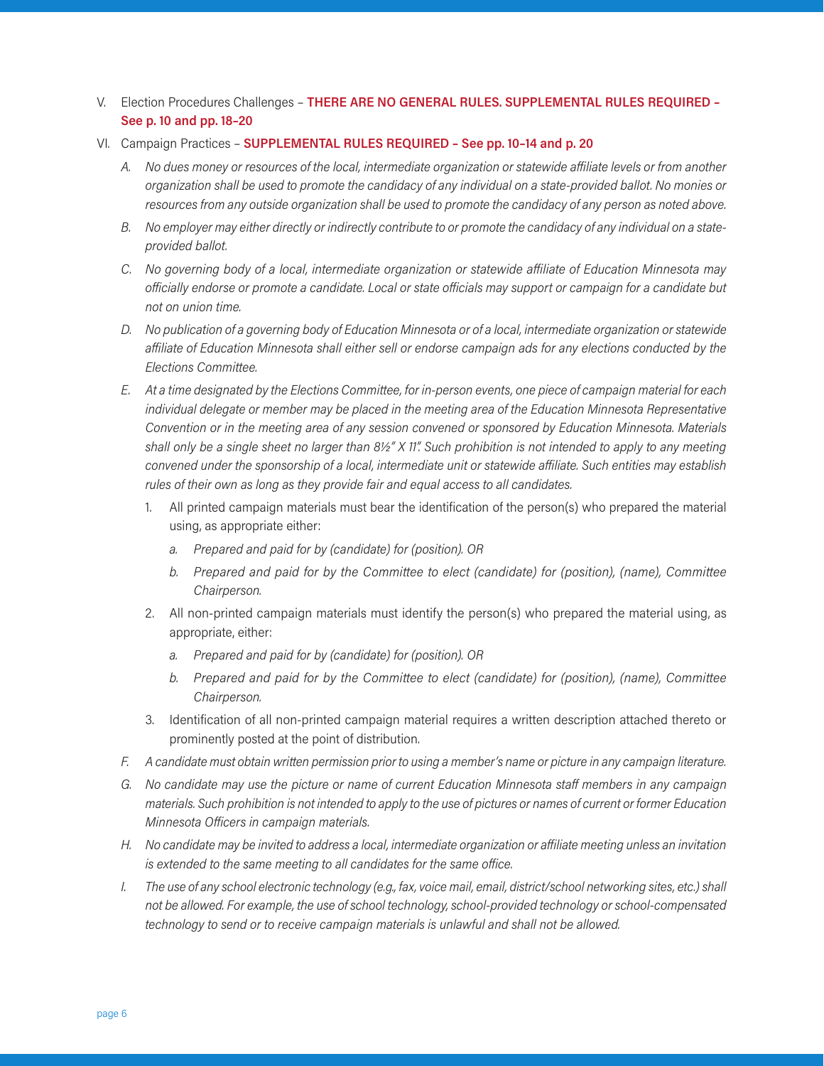V. Election Procedures Challenges – **THERE ARE NO GENERAL RULES. SUPPLEMENTAL RULES REQUIRED – See p. 10 and pp. 18–20**

VI. Campaign Practices – **SUPPLEMENTAL RULES REQUIRED – See pp. 10–14 and p. 20**

*A. No dues money or resources of the local, intermediate organization or statewide affiliate levels or from another organization shall be used to promote the candidacy of any individual on a state-provided ballot. No monies or resources from any outside organization shall be used to promote the candidacy of any person as noted above.*

*B. No employer may either directly or indirectly contribute to or promote the candidacy of any individual on a state-provided ballot.*

*C. No governing body of a local, intermediate organization or statewide affiliate of Education Minnesota may officially endorse or promote a candidate. Local or state officials may support or campaign for a candidate but not on union time.*

*D. No publication of a governing body of Education Minnesota or of a local, intermediate organization or statewide affiliate of Education Minnesota shall either sell or endorse campaign ads for any elections conducted by the Elections Committee.*

*E. At a time designated by the Elections Committee, for in-person events, one piece of campaign material for each individual delegate or member may be placed in the meeting area of the Education Minnesota Representative Convention or in the meeting area of any session convened or sponsored by Education Minnesota. Materials shall only be a single sheet no larger than 8½" X 11". Such prohibition is not intended to apply to any meeting convened under the sponsorship of a local, intermediate unit or statewide affiliate. Such entities may establish rules of their own as long as they provide fair and equal access to all candidates.*

1. All printed campaign materials must bear the identification of the person(s) who prepared the material using, as appropriate either:
   a. *Prepared and paid for by (candidate) for (position). OR*
   b. *Prepared and paid for by the Committee to elect (candidate) for (position), (name), Committee Chairperson.*
2. All non-printed campaign materials must identify the person(s) who prepared the material using, as appropriate, either:
   a. *Prepared and paid for by (candidate) for (position). OR*
   b. *Prepared and paid for by the Committee to elect (candidate) for (position), (name), Committee Chairperson.*
3. Identification of all non-printed campaign material requires a written description attached thereto or prominently posted at the point of distribution.

*F. A candidate must obtain written permission prior to using a member's name or picture in any campaign literature.*

*G. No candidate may use the picture or name of current Education Minnesota staff members in any campaign materials. Such prohibition is not intended to apply to the use of pictures or names of current or former Education Minnesota Officers in campaign materials.*

*H. No candidate may be invited to address a local, intermediate organization or affiliate meeting unless an invitation is extended to the same meeting to all candidates for the same office.*

*I. The use of any school electronic technology (e.g., fax, voice mail, email, district/school networking sites, etc.) shall not be allowed. For example, the use of school technology, school-provided technology or school-compensated technology to send or to receive campaign materials is unlawful and shall not be allowed.*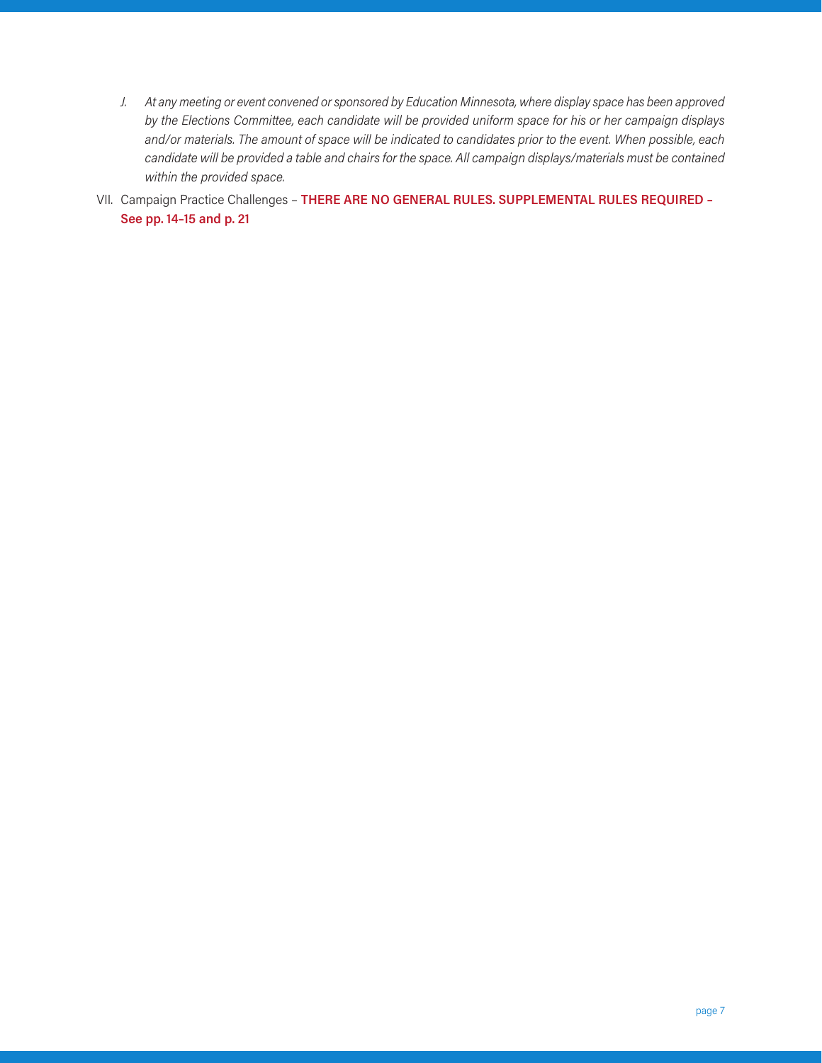J. *At any meeting or event convened or sponsored by Education Minnesota, where display space has been approved by the Elections Committee, each candidate will be provided uniform space for his or her campaign displays and/or materials. The amount of space will be indicated to candidates prior to the event. When possible, each candidate will be provided a table and chairs for the space. All campaign displays/materials must be contained within the provided space.*

VII. Campaign Practice Challenges – **THERE ARE NO GENERAL RULES. SUPPLEMENTAL RULES REQUIRED – See pp. 14–15 and p. 21**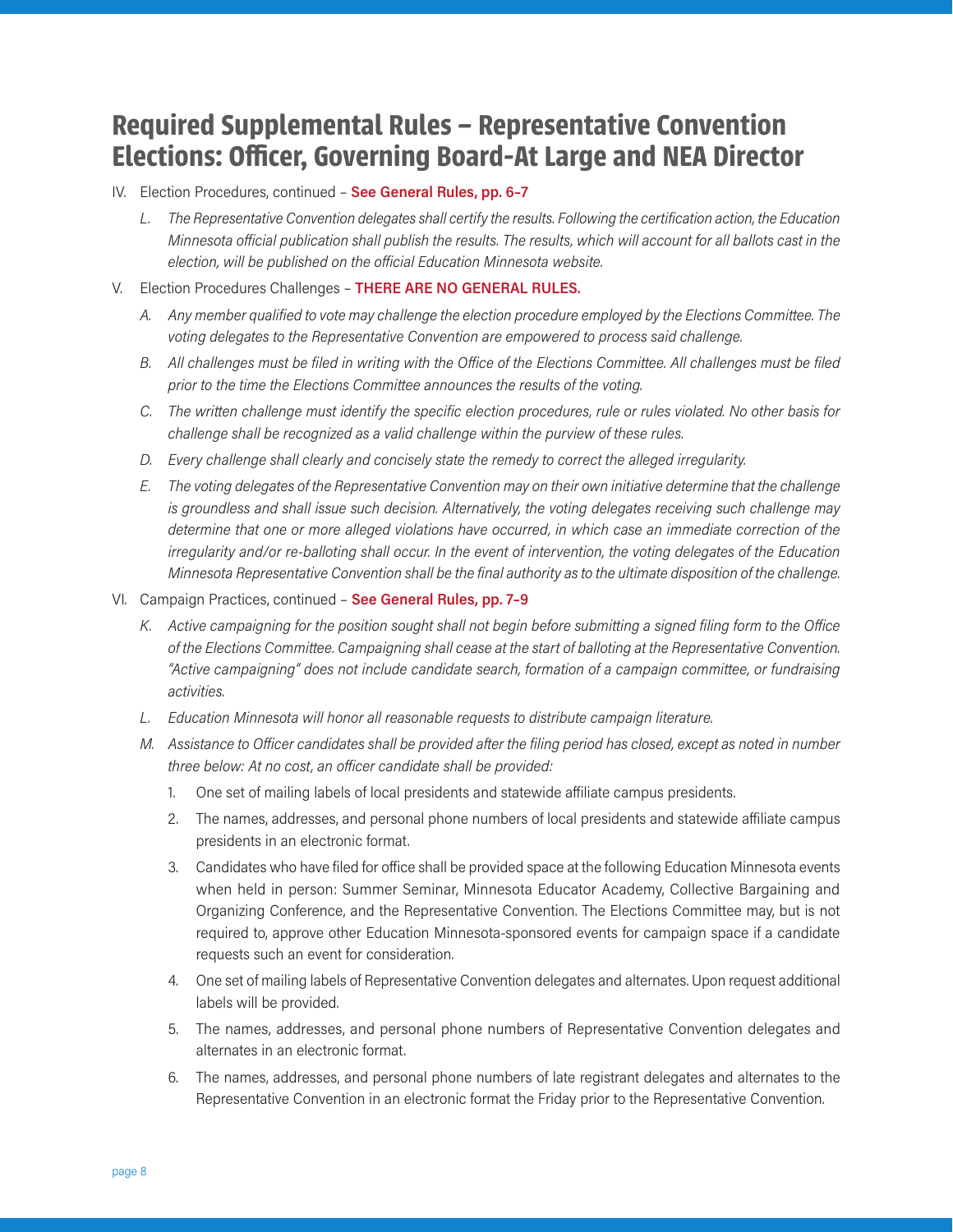# Required Supplemental Rules – Representative Convention Elections: Officer, Governing Board-At Large and NEA Director

IV. Election Procedures, continued – **See General Rules, pp. 6-7**

*L. The Representative Convention delegates shall certify the results. Following the certification action, the Education Minnesota official publication shall publish the results. The results, which will account for all ballots cast in the election, will be published on the official Education Minnesota website.*

V. Election Procedures Challenges – **THERE ARE NO GENERAL RULES.**

*A. Any member qualified to vote may challenge the election procedure employed by the Elections Committee. The voting delegates to the Representative Convention are empowered to process said challenge.*

*B. All challenges must be filed in writing with the Office of the Elections Committee. All challenges must be filed prior to the time the Elections Committee announces the results of the voting.*

*C. The written challenge must identify the specific election procedures, rule or rules violated. No other basis for challenge shall be recognized as a valid challenge within the purview of these rules.*

*D. Every challenge shall clearly and concisely state the remedy to correct the alleged irregularity.*

*E. The voting delegates of the Representative Convention may on their own initiative determine that the challenge is groundless and shall issue such decision. Alternatively, the voting delegates receiving such challenge may determine that one or more alleged violations have occurred, in which case an immediate correction of the irregularity and/or re-balloting shall occur. In the event of intervention, the voting delegates of the Education Minnesota Representative Convention shall be the final authority as to the ultimate disposition of the challenge.*

VI. Campaign Practices, continued – **See General Rules, pp. 7-9**

*K. Active campaigning for the position sought shall not begin before submitting a signed filing form to the Office of the Elections Committee. Campaigning shall cease at the start of balloting at the Representative Convention. "Active campaigning" does not include candidate search, formation of a campaign committee, or fundraising activities.*

*L. Education Minnesota will honor all reasonable requests to distribute campaign literature.*

*M. Assistance to Officer candidates shall be provided after the filing period has closed, except as noted in number three below: At no cost, an officer candidate shall be provided:*

1. One set of mailing labels of local presidents and statewide affiliate campus presidents.
2. The names, addresses, and personal phone numbers of local presidents and statewide affiliate campus presidents in an electronic format.
3. Candidates who have filed for office shall be provided space at the following Education Minnesota events when held in person: Summer Seminar, Minnesota Educator Academy, Collective Bargaining and Organizing Conference, and the Representative Convention. The Elections Committee may, but is not required to, approve other Education Minnesota-sponsored events for campaign space if a candidate requests such an event for consideration.
4. One set of mailing labels of Representative Convention delegates and alternates. Upon request additional labels will be provided.
5. The names, addresses, and personal phone numbers of Representative Convention delegates and alternates in an electronic format.
6. The names, addresses, and personal phone numbers of late registrant delegates and alternates to the Representative Convention in an electronic format the Friday prior to the Representative Convention.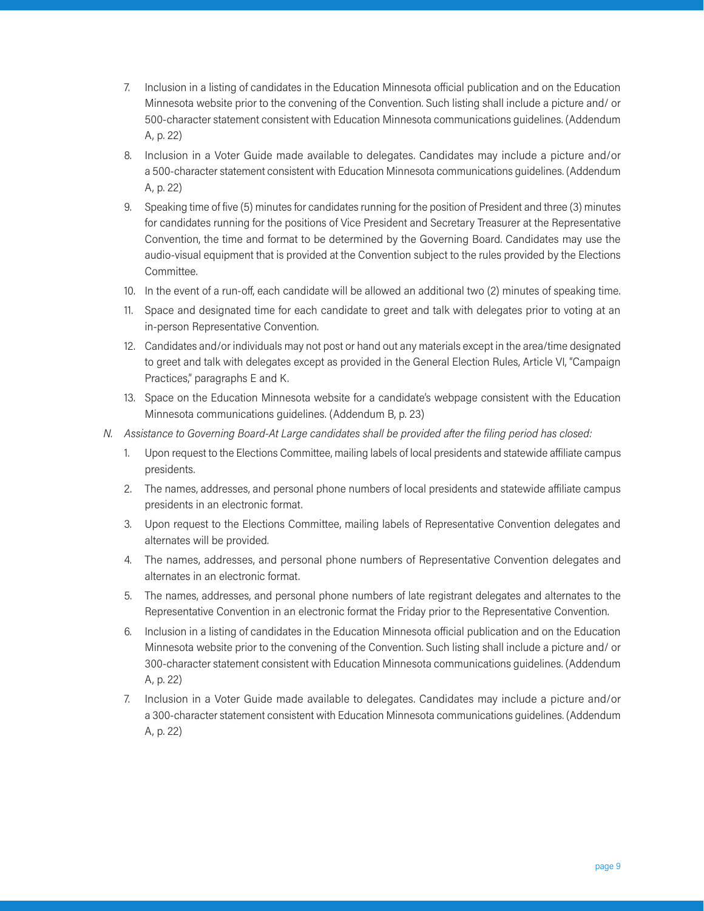7. Inclusion in a listing of candidates in the Education Minnesota official publication and on the Education Minnesota website prior to the convening of the Convention. Such listing shall include a picture and/ or 500-character statement consistent with Education Minnesota communications guidelines. (Addendum A, p. 22)
8. Inclusion in a Voter Guide made available to delegates. Candidates may include a picture and/or a 500-character statement consistent with Education Minnesota communications guidelines. (Addendum A, p. 22)
9. Speaking time of five (5) minutes for candidates running for the position of President and three (3) minutes for candidates running for the positions of Vice President and Secretary Treasurer at the Representative Convention, the time and format to be determined by the Governing Board. Candidates may use the audio-visual equipment that is provided at the Convention subject to the rules provided by the Elections Committee.
10. In the event of a run-off, each candidate will be allowed an additional two (2) minutes of speaking time.
11. Space and designated time for each candidate to greet and talk with delegates prior to voting at an in-person Representative Convention.
12. Candidates and/or individuals may not post or hand out any materials except in the area/time designated to greet and talk with delegates except as provided in the General Election Rules, Article VI, "Campaign Practices," paragraphs E and K.
13. Space on the Education Minnesota website for a candidate's webpage consistent with the Education Minnesota communications guidelines. (Addendum B, p. 23)

N. *Assistance to Governing Board-At Large candidates shall be provided after the filing period has closed:*

1. Upon request to the Elections Committee, mailing labels of local presidents and statewide affiliate campus presidents.
2. The names, addresses, and personal phone numbers of local presidents and statewide affiliate campus presidents in an electronic format.
3. Upon request to the Elections Committee, mailing labels of Representative Convention delegates and alternates will be provided.
4. The names, addresses, and personal phone numbers of Representative Convention delegates and alternates in an electronic format.
5. The names, addresses, and personal phone numbers of late registrant delegates and alternates to the Representative Convention in an electronic format the Friday prior to the Representative Convention.
6. Inclusion in a listing of candidates in the Education Minnesota official publication and on the Education Minnesota website prior to the convening of the Convention. Such listing shall include a picture and/ or 300-character statement consistent with Education Minnesota communications guidelines. (Addendum A, p. 22)
7. Inclusion in a Voter Guide made available to delegates. Candidates may include a picture and/or a 300-character statement consistent with Education Minnesota communications guidelines. (Addendum A, p. 22)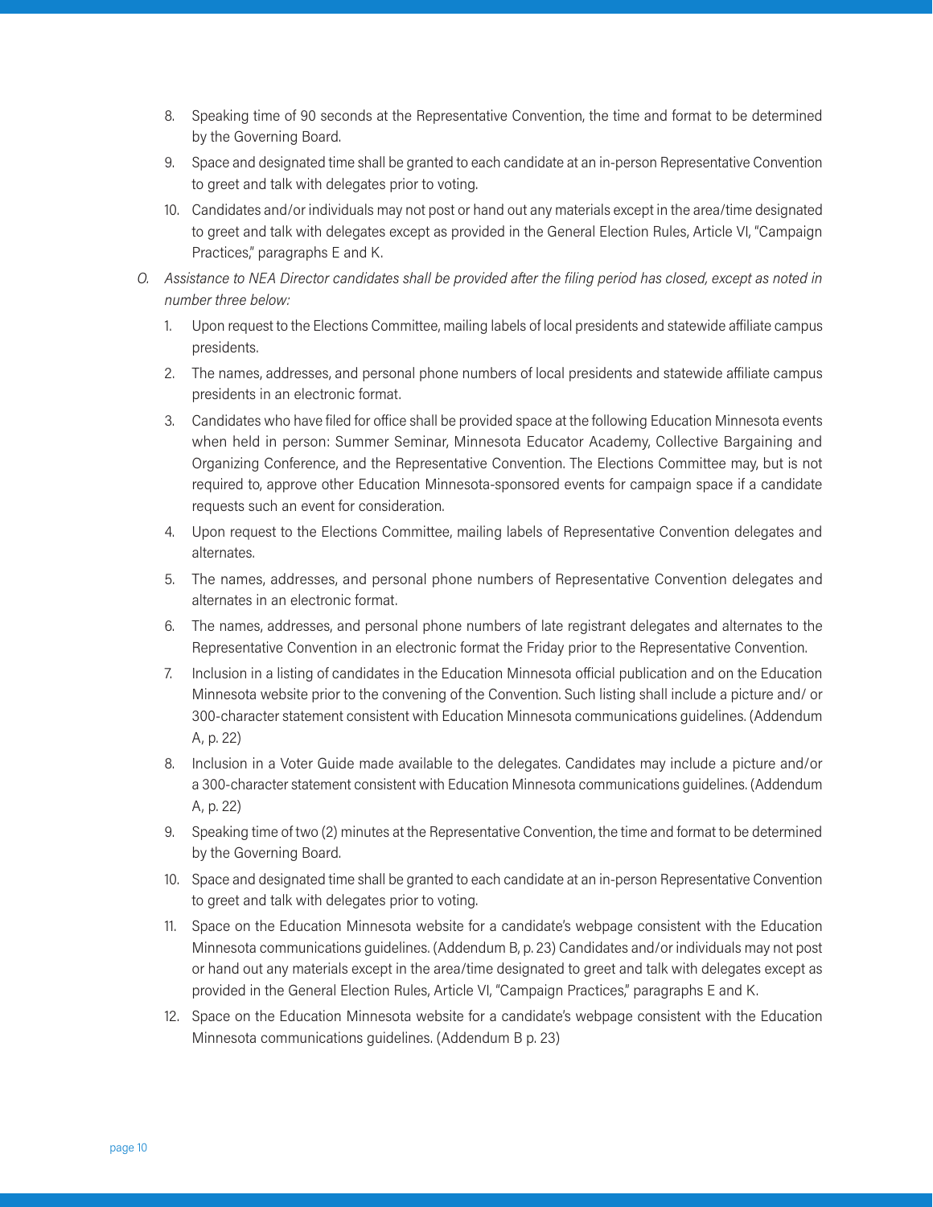8. Speaking time of 90 seconds at the Representative Convention, the time and format to be determined by the Governing Board.
9. Space and designated time shall be granted to each candidate at an in-person Representative Convention to greet and talk with delegates prior to voting.
10. Candidates and/or individuals may not post or hand out any materials except in the area/time designated to greet and talk with delegates except as provided in the General Election Rules, Article VI, "Campaign Practices," paragraphs E and K.

O. *Assistance to NEA Director candidates shall be provided after the filing period has closed, except as noted in number three below:*

1. Upon request to the Elections Committee, mailing labels of local presidents and statewide affiliate campus presidents.
2. The names, addresses, and personal phone numbers of local presidents and statewide affiliate campus presidents in an electronic format.
3. Candidates who have filed for office shall be provided space at the following Education Minnesota events when held in person: Summer Seminar, Minnesota Educator Academy, Collective Bargaining and Organizing Conference, and the Representative Convention. The Elections Committee may, but is not required to, approve other Education Minnesota-sponsored events for campaign space if a candidate requests such an event for consideration.
4. Upon request to the Elections Committee, mailing labels of Representative Convention delegates and alternates.
5. The names, addresses, and personal phone numbers of Representative Convention delegates and alternates in an electronic format.
6. The names, addresses, and personal phone numbers of late registrant delegates and alternates to the Representative Convention in an electronic format the Friday prior to the Representative Convention.
7. Inclusion in a listing of candidates in the Education Minnesota official publication and on the Education Minnesota website prior to the convening of the Convention. Such listing shall include a picture and/ or 300-character statement consistent with Education Minnesota communications guidelines. (Addendum A, p. 22)
8. Inclusion in a Voter Guide made available to the delegates. Candidates may include a picture and/or a 300-character statement consistent with Education Minnesota communications guidelines. (Addendum A, p. 22)
9. Speaking time of two (2) minutes at the Representative Convention, the time and format to be determined by the Governing Board.
10. Space and designated time shall be granted to each candidate at an in-person Representative Convention to greet and talk with delegates prior to voting.
11. Space on the Education Minnesota website for a candidate's webpage consistent with the Education Minnesota communications guidelines. (Addendum B, p. 23) Candidates and/or individuals may not post or hand out any materials except in the area/time designated to greet and talk with delegates except as provided in the General Election Rules, Article VI, "Campaign Practices," paragraphs E and K.
12. Space on the Education Minnesota website for a candidate's webpage consistent with the Education Minnesota communications guidelines. (Addendum B p. 23)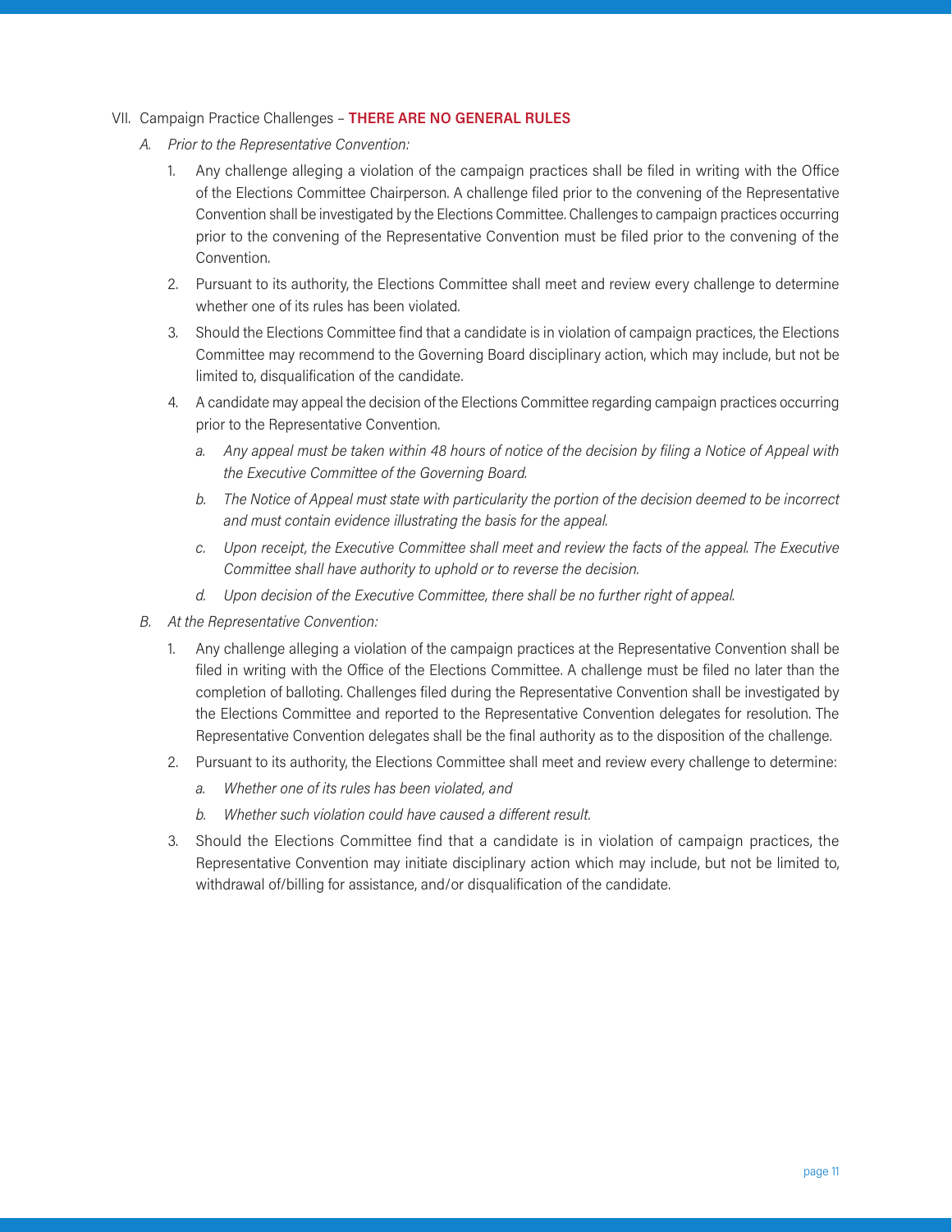## VII. Campaign Practice Challenges – **THERE ARE NO GENERAL RULES**

*A. Prior to the Representative Convention:*

1. Any challenge alleging a violation of the campaign practices shall be filed in writing with the Office of the Elections Committee Chairperson. A challenge filed prior to the convening of the Representative Convention shall be investigated by the Elections Committee. Challenges to campaign practices occurring prior to the convening of the Representative Convention must be filed prior to the convening of the Convention.
2. Pursuant to its authority, the Elections Committee shall meet and review every challenge to determine whether one of its rules has been violated.
3. Should the Elections Committee find that a candidate is in violation of campaign practices, the Elections Committee may recommend to the Governing Board disciplinary action, which may include, but not be limited to, disqualification of the candidate.
4. A candidate may appeal the decision of the Elections Committee regarding campaign practices occurring prior to the Representative Convention.
   a. *Any appeal must be taken within 48 hours of notice of the decision by filing a Notice of Appeal with the Executive Committee of the Governing Board.*
   b. *The Notice of Appeal must state with particularity the portion of the decision deemed to be incorrect and must contain evidence illustrating the basis for the appeal.*
   c. *Upon receipt, the Executive Committee shall meet and review the facts of the appeal. The Executive Committee shall have authority to uphold or to reverse the decision.*
   d. *Upon decision of the Executive Committee, there shall be no further right of appeal.*

*B. At the Representative Convention:*

1. Any challenge alleging a violation of the campaign practices at the Representative Convention shall be filed in writing with the Office of the Elections Committee. A challenge must be filed no later than the completion of balloting. Challenges filed during the Representative Convention shall be investigated by the Elections Committee and reported to the Representative Convention delegates for resolution. The Representative Convention delegates shall be the final authority as to the disposition of the challenge.
2. Pursuant to its authority, the Elections Committee shall meet and review every challenge to determine:
   a. *Whether one of its rules has been violated, and*
   b. *Whether such violation could have caused a different result.*
3. Should the Elections Committee find that a candidate is in violation of campaign practices, the Representative Convention may initiate disciplinary action which may include, but not be limited to, withdrawal of/billing for assistance, and/or disqualification of the candidate.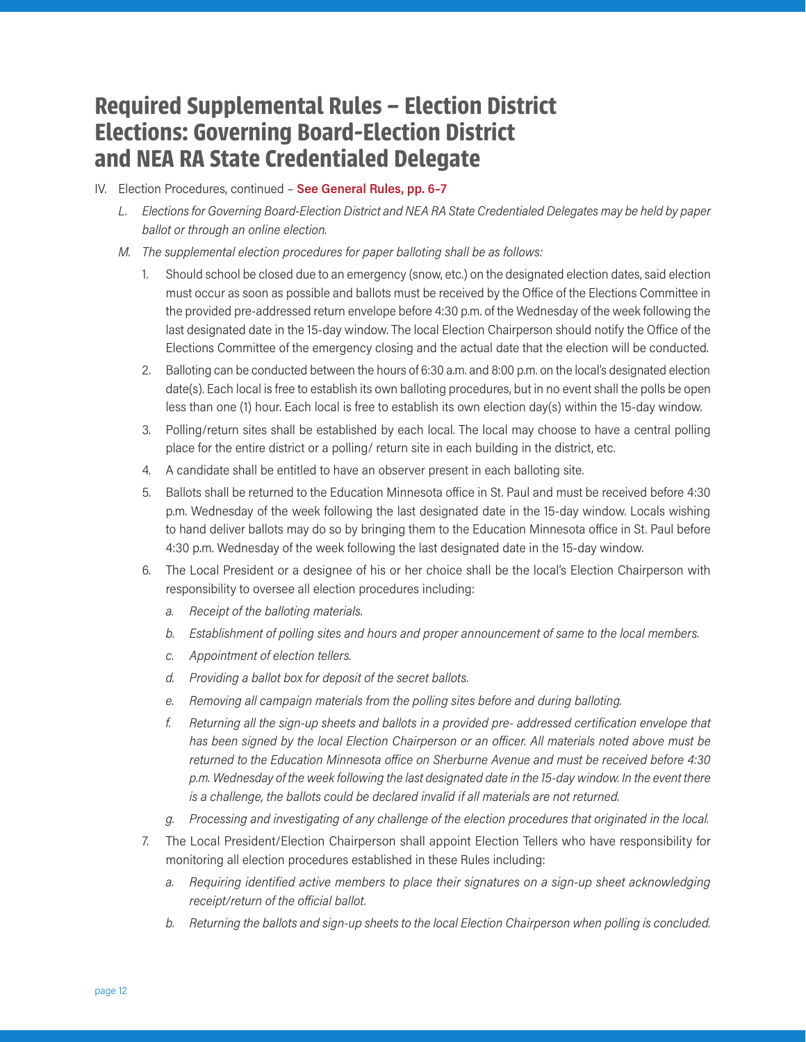# Required Supplemental Rules – Election District Elections: Governing Board-Election District and NEA RA State Credentialed Delegate

IV. Election Procedures, continued – **See General Rules, pp. 6–7**

L. *Elections for Governing Board-Election District and NEA RA State Credentialed Delegates may be held by paper ballot or through an online election.*

M. *The supplemental election procedures for paper balloting shall be as follows:*

1. Should school be closed due to an emergency (snow, etc.) on the designated election dates, said election must occur as soon as possible and ballots must be received by the Office of the Elections Committee in the provided pre-addressed return envelope before 4:30 p.m. of the Wednesday of the week following the last designated date in the 15-day window. The local Election Chairperson should notify the Office of the Elections Committee of the emergency closing and the actual date that the election will be conducted.
2. Balloting can be conducted between the hours of 6:30 a.m. and 8:00 p.m. on the local's designated election date(s). Each local is free to establish its own balloting procedures, but in no event shall the polls be open less than one (1) hour. Each local is free to establish its own election day(s) within the 15-day window.
3. Polling/return sites shall be established by each local. The local may choose to have a central polling place for the entire district or a polling/ return site in each building in the district, etc.
4. A candidate shall be entitled to have an observer present in each balloting site.
5. Ballots shall be returned to the Education Minnesota office in St. Paul and must be received before 4:30 p.m. Wednesday of the week following the last designated date in the 15-day window. Locals wishing to hand deliver ballots may do so by bringing them to the Education Minnesota office in St. Paul before 4:30 p.m. Wednesday of the week following the last designated date in the 15-day window.
6. The Local President or a designee of his or her choice shall be the local's Election Chairperson with responsibility to oversee all election procedures including:
   a. *Receipt of the balloting materials.*
   b. *Establishment of polling sites and hours and proper announcement of same to the local members.*
   c. *Appointment of election tellers.*
   d. *Providing a ballot box for deposit of the secret ballots.*
   e. *Removing all campaign materials from the polling sites before and during balloting.*
   f. *Returning all the sign-up sheets and ballots in a provided pre- addressed certification envelope that has been signed by the local Election Chairperson or an officer. All materials noted above must be returned to the Education Minnesota office on Sherburne Avenue and must be received before 4:30 p.m. Wednesday of the week following the last designated date in the 15-day window. In the event there is a challenge, the ballots could be declared invalid if all materials are not returned.*
   g. *Processing and investigating of any challenge of the election procedures that originated in the local.*
7. The Local President/Election Chairperson shall appoint Election Tellers who have responsibility for monitoring all election procedures established in these Rules including:
   a. *Requiring identified active members to place their signatures on a sign-up sheet acknowledging receipt/return of the official ballot.*
   b. *Returning the ballots and sign-up sheets to the local Election Chairperson when polling is concluded.*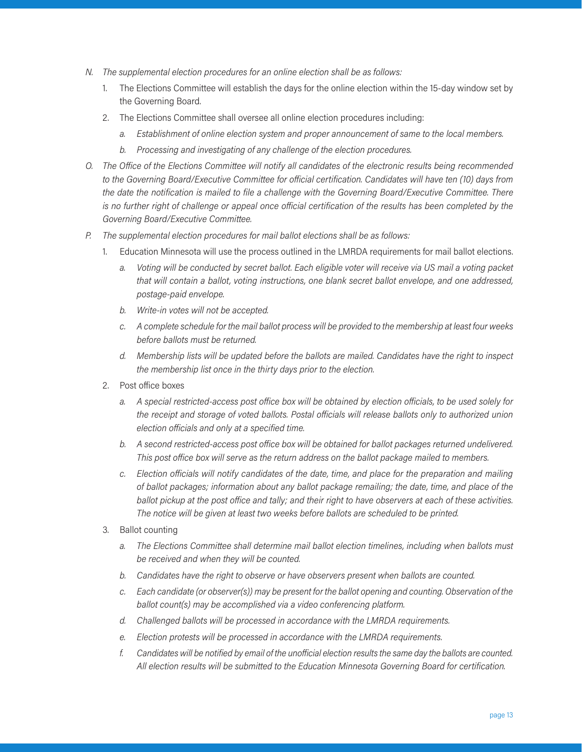N. *The supplemental election procedures for an online election shall be as follows:*

1. The Elections Committee will establish the days for the online election within the 15-day window set by the Governing Board.
2. The Elections Committee shall oversee all online election procedures including:
   a. *Establishment of online election system and proper announcement of same to the local members.*
   b. *Processing and investigating of any challenge of the election procedures.*

O. *The Office of the Elections Committee will notify all candidates of the electronic results being recommended to the Governing Board/Executive Committee for official certification. Candidates will have ten (10) days from the date the notification is mailed to file a challenge with the Governing Board/Executive Committee. There is no further right of challenge or appeal once official certification of the results has been completed by the Governing Board/Executive Committee.*

P. *The supplemental election procedures for mail ballot elections shall be as follows:*

1. Education Minnesota will use the process outlined in the LMRDA requirements for mail ballot elections.
   a. *Voting will be conducted by secret ballot. Each eligible voter will receive via US mail a voting packet that will contain a ballot, voting instructions, one blank secret ballot envelope, and one addressed, postage-paid envelope.*
   b. *Write-in votes will not be accepted.*
   c. *A complete schedule for the mail ballot process will be provided to the membership at least four weeks before ballots must be returned.*
   d. *Membership lists will be updated before the ballots are mailed. Candidates have the right to inspect the membership list once in the thirty days prior to the election.*
2. Post office boxes
   a. *A special restricted-access post office box will be obtained by election officials, to be used solely for the receipt and storage of voted ballots. Postal officials will release ballots only to authorized union election officials and only at a specified time.*
   b. *A second restricted-access post office box will be obtained for ballot packages returned undelivered. This post office box will serve as the return address on the ballot package mailed to members.*
   c. *Election officials will notify candidates of the date, time, and place for the preparation and mailing of ballot packages; information about any ballot package remailing; the date, time, and place of the ballot pickup at the post office and tally; and their right to have observers at each of these activities. The notice will be given at least two weeks before ballots are scheduled to be printed.*
3. Ballot counting
   a. *The Elections Committee shall determine mail ballot election timelines, including when ballots must be received and when they will be counted.*
   b. *Candidates have the right to observe or have observers present when ballots are counted.*
   c. *Each candidate (or observer(s)) may be present for the ballot opening and counting. Observation of the ballot count(s) may be accomplished via a video conferencing platform.*
   d. *Challenged ballots will be processed in accordance with the LMRDA requirements.*
   e. *Election protests will be processed in accordance with the LMRDA requirements.*
   f. *Candidates will be notified by email of the unofficial election results the same day the ballots are counted. All election results will be submitted to the Education Minnesota Governing Board for certification.*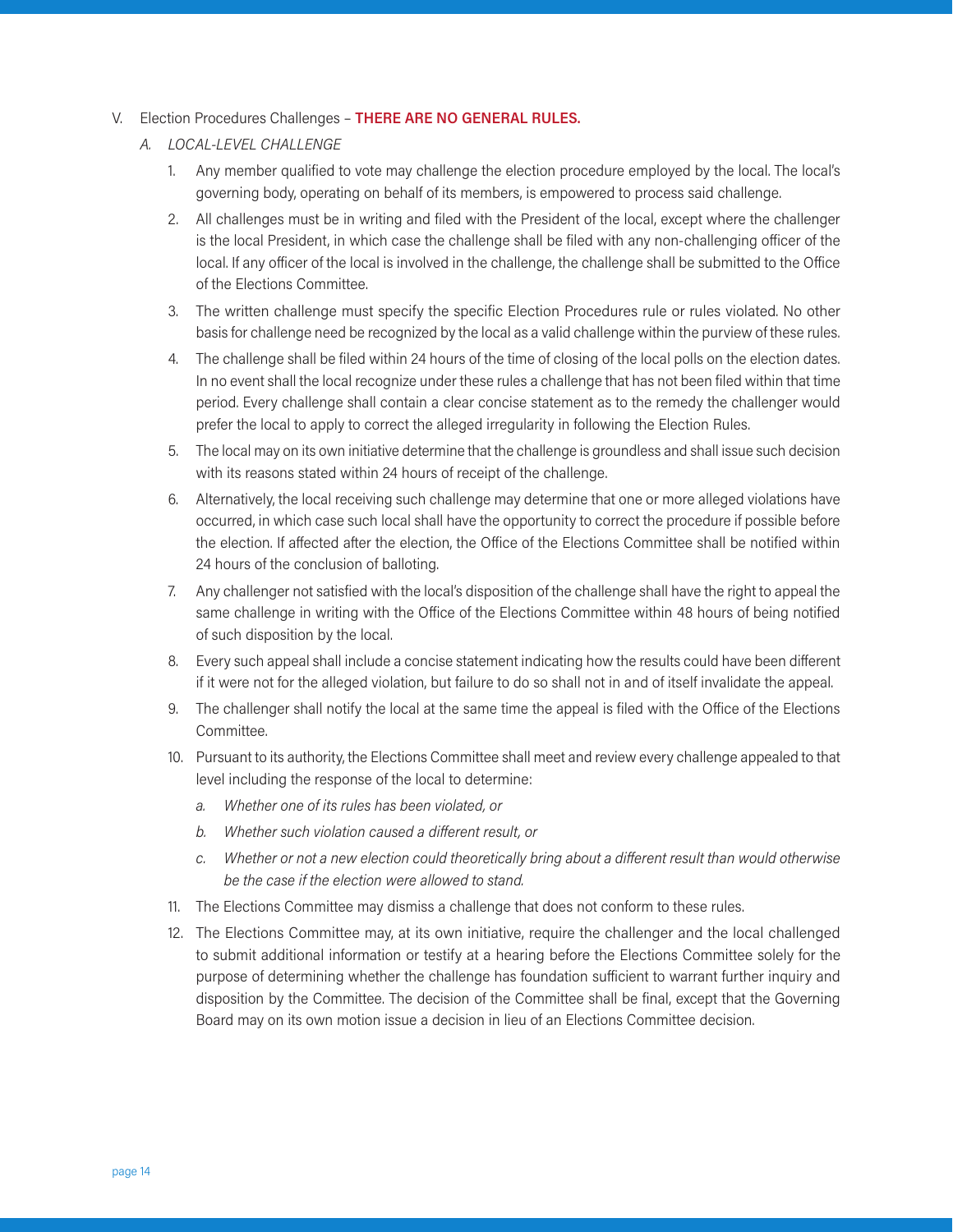V. Election Procedures Challenges – **THERE ARE NO GENERAL RULES.**

*A. LOCAL-LEVEL CHALLENGE*

1. Any member qualified to vote may challenge the election procedure employed by the local. The local's governing body, operating on behalf of its members, is empowered to process said challenge.
2. All challenges must be in writing and filed with the President of the local, except where the challenger is the local President, in which case the challenge shall be filed with any non-challenging officer of the local. If any officer of the local is involved in the challenge, the challenge shall be submitted to the Office of the Elections Committee.
3. The written challenge must specify the specific Election Procedures rule or rules violated. No other basis for challenge need be recognized by the local as a valid challenge within the purview of these rules.
4. The challenge shall be filed within 24 hours of the time of closing of the local polls on the election dates. In no event shall the local recognize under these rules a challenge that has not been filed within that time period. Every challenge shall contain a clear concise statement as to the remedy the challenger would prefer the local to apply to correct the alleged irregularity in following the Election Rules.
5. The local may on its own initiative determine that the challenge is groundless and shall issue such decision with its reasons stated within 24 hours of receipt of the challenge.
6. Alternatively, the local receiving such challenge may determine that one or more alleged violations have occurred, in which case such local shall have the opportunity to correct the procedure if possible before the election. If affected after the election, the Office of the Elections Committee shall be notified within 24 hours of the conclusion of balloting.
7. Any challenger not satisfied with the local's disposition of the challenge shall have the right to appeal the same challenge in writing with the Office of the Elections Committee within 48 hours of being notified of such disposition by the local.
8. Every such appeal shall include a concise statement indicating how the results could have been different if it were not for the alleged violation, but failure to do so shall not in and of itself invalidate the appeal.
9. The challenger shall notify the local at the same time the appeal is filed with the Office of the Elections Committee.
10. Pursuant to its authority, the Elections Committee shall meet and review every challenge appealed to that level including the response of the local to determine:
    a. *Whether one of its rules has been violated, or*
    b. *Whether such violation caused a different result, or*
    c. *Whether or not a new election could theoretically bring about a different result than would otherwise be the case if the election were allowed to stand.*
11. The Elections Committee may dismiss a challenge that does not conform to these rules.
12. The Elections Committee may, at its own initiative, require the challenger and the local challenged to submit additional information or testify at a hearing before the Elections Committee solely for the purpose of determining whether the challenge has foundation sufficient to warrant further inquiry and disposition by the Committee. The decision of the Committee shall be final, except that the Governing Board may on its own motion issue a decision in lieu of an Elections Committee decision.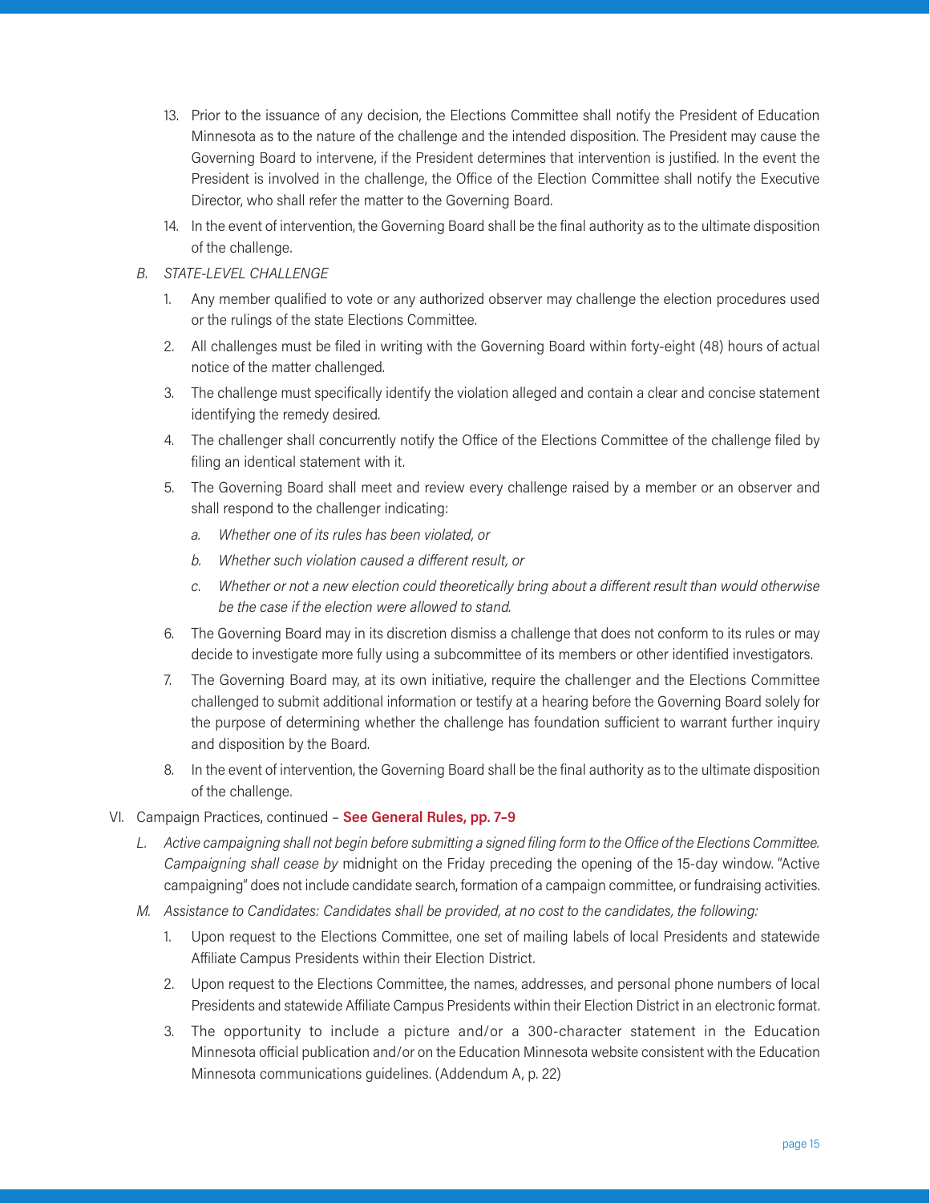13. Prior to the issuance of any decision, the Elections Committee shall notify the President of Education Minnesota as to the nature of the challenge and the intended disposition. The President may cause the Governing Board to intervene, if the President determines that intervention is justified. In the event the President is involved in the challenge, the Office of the Election Committee shall notify the Executive Director, who shall refer the matter to the Governing Board.
14. In the event of intervention, the Governing Board shall be the final authority as to the ultimate disposition of the challenge.

*B. STATE-LEVEL CHALLENGE*

1. Any member qualified to vote or any authorized observer may challenge the election procedures used or the rulings of the state Elections Committee.
2. All challenges must be filed in writing with the Governing Board within forty-eight (48) hours of actual notice of the matter challenged.
3. The challenge must specifically identify the violation alleged and contain a clear and concise statement identifying the remedy desired.
4. The challenger shall concurrently notify the Office of the Elections Committee of the challenge filed by filing an identical statement with it.
5. The Governing Board shall meet and review every challenge raised by a member or an observer and shall respond to the challenger indicating:
   *a. Whether one of its rules has been violated, or*
   *b. Whether such violation caused a different result, or*
   *c. Whether or not a new election could theoretically bring about a different result than would otherwise be the case if the election were allowed to stand.*
6. The Governing Board may in its discretion dismiss a challenge that does not conform to its rules or may decide to investigate more fully using a subcommittee of its members or other identified investigators.
7. The Governing Board may, at its own initiative, require the challenger and the Elections Committee challenged to submit additional information or testify at a hearing before the Governing Board solely for the purpose of determining whether the challenge has foundation sufficient to warrant further inquiry and disposition by the Board.
8. In the event of intervention, the Governing Board shall be the final authority as to the ultimate disposition of the challenge.

VI. Campaign Practices, continued – **See General Rules, pp. 7-9**

*L. Active campaigning shall not begin before submitting a signed filing form to the Office of the Elections Committee. Campaigning shall cease by* midnight on the Friday preceding the opening of the 15-day window. "Active campaigning" does not include candidate search, formation of a campaign committee, or fundraising activities.

*M. Assistance to Candidates: Candidates shall be provided, at no cost to the candidates, the following:*

1. Upon request to the Elections Committee, one set of mailing labels of local Presidents and statewide Affiliate Campus Presidents within their Election District.
2. Upon request to the Elections Committee, the names, addresses, and personal phone numbers of local Presidents and statewide Affiliate Campus Presidents within their Election District in an electronic format.
3. The opportunity to include a picture and/or a 300-character statement in the Education Minnesota official publication and/or on the Education Minnesota website consistent with the Education Minnesota communications guidelines. (Addendum A, p. 22)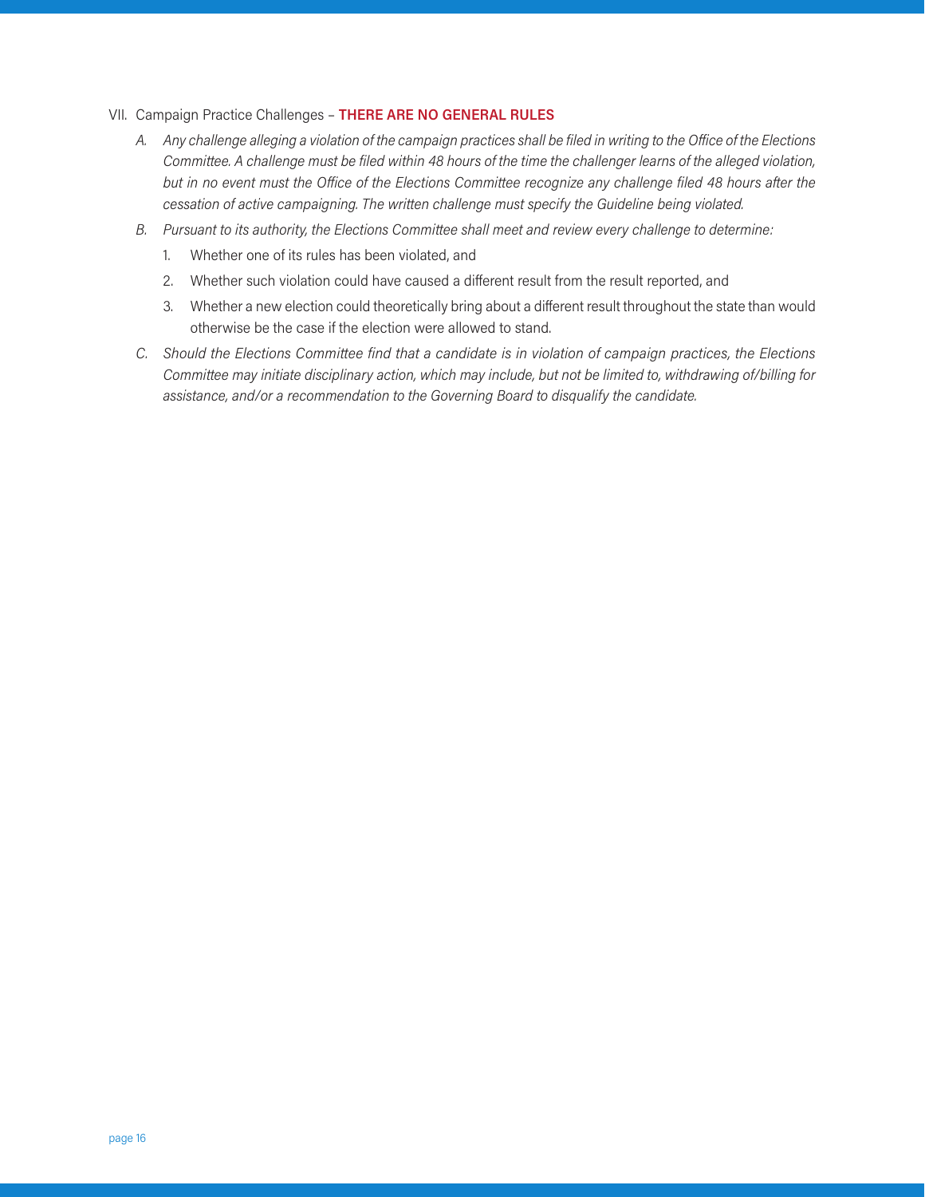VII. Campaign Practice Challenges – **THERE ARE NO GENERAL RULES**

*A. Any challenge alleging a violation of the campaign practices shall be filed in writing to the Office of the Elections Committee. A challenge must be filed within 48 hours of the time the challenger learns of the alleged violation, but in no event must the Office of the Elections Committee recognize any challenge filed 48 hours after the cessation of active campaigning. The written challenge must specify the Guideline being violated.*

*B. Pursuant to its authority, the Elections Committee shall meet and review every challenge to determine:*

1. Whether one of its rules has been violated, and
2. Whether such violation could have caused a different result from the result reported, and
3. Whether a new election could theoretically bring about a different result throughout the state than would otherwise be the case if the election were allowed to stand.

*C. Should the Elections Committee find that a candidate is in violation of campaign practices, the Elections Committee may initiate disciplinary action, which may include, but not be limited to, withdrawing of/billing for assistance, and/or a recommendation to the Governing Board to disqualify the candidate.*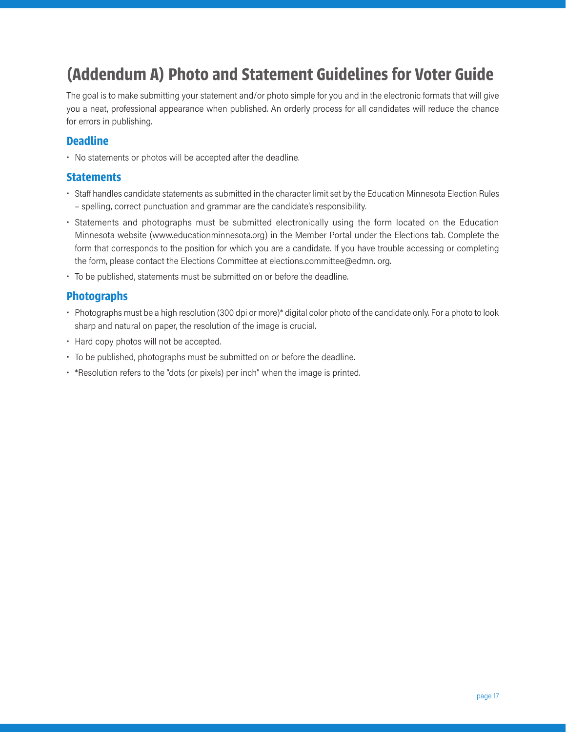# (Addendum A) Photo and Statement Guidelines for Voter Guide

The goal is to make submitting your statement and/or photo simple for you and in the electronic formats that will give you a neat, professional appearance when published. An orderly process for all candidates will reduce the chance for errors in publishing.

## Deadline

- No statements or photos will be accepted after the deadline.

## Statements

- Staff handles candidate statements as submitted in the character limit set by the Education Minnesota Election Rules – spelling, correct punctuation and grammar are the candidate's responsibility.
- Statements and photographs must be submitted electronically using the form located on the Education Minnesota website (www.educationminnesota.org) in the Member Portal under the Elections tab. Complete the form that corresponds to the position for which you are a candidate. If you have trouble accessing or completing the form, please contact the Elections Committee at elections.committee@edmn. org.
- To be published, statements must be submitted on or before the deadline.

## Photographs

- Photographs must be a high resolution (300 dpi or more)* digital color photo of the candidate only. For a photo to look sharp and natural on paper, the resolution of the image is crucial.
- Hard copy photos will not be accepted.
- To be published, photographs must be submitted on or before the deadline.
- *Resolution refers to the "dots (or pixels) per inch" when the image is printed.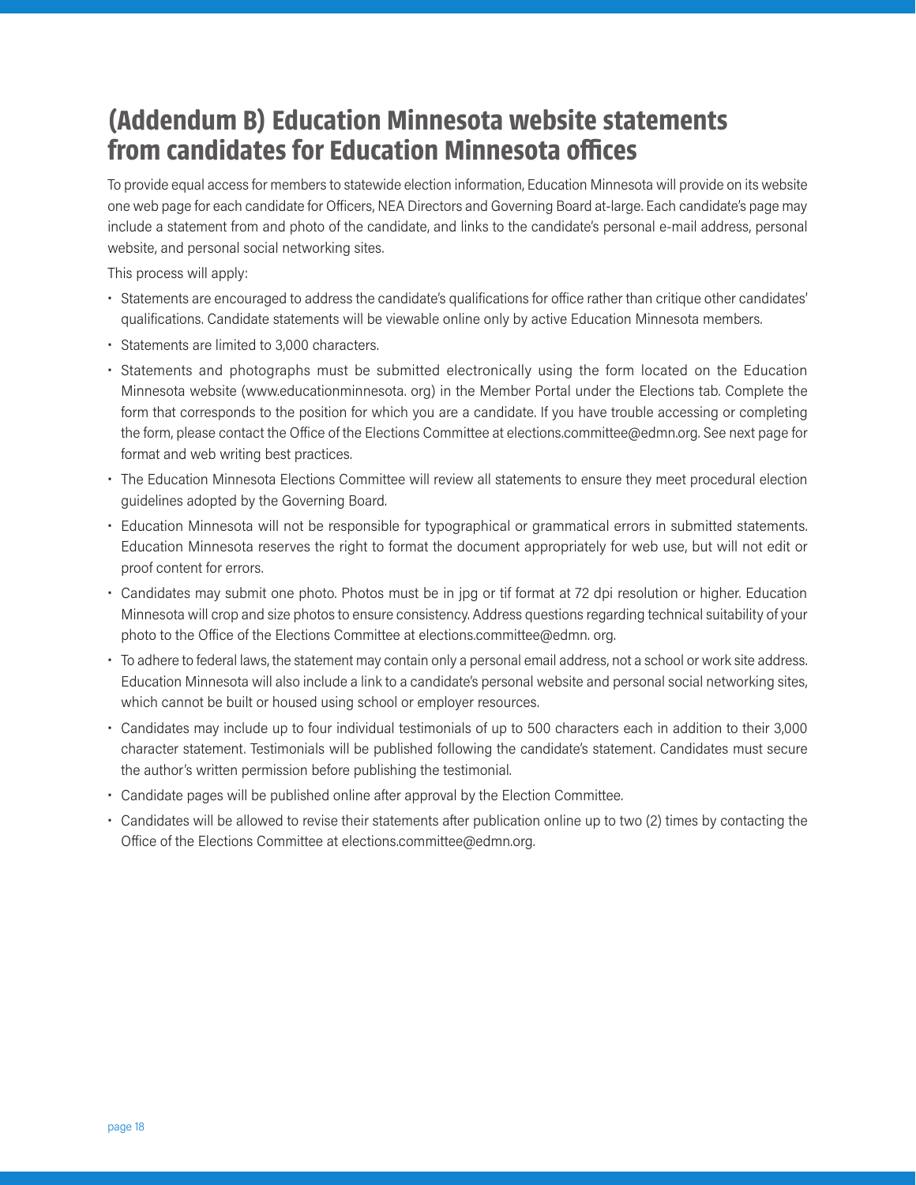# (Addendum B) Education Minnesota website statements from candidates for Education Minnesota offices

To provide equal access for members to statewide election information, Education Minnesota will provide on its website one web page for each candidate for Officers, NEA Directors and Governing Board at-large. Each candidate's page may include a statement from and photo of the candidate, and links to the candidate's personal e-mail address, personal website, and personal social networking sites.

This process will apply:

- Statements are encouraged to address the candidate's qualifications for office rather than critique other candidates' qualifications. Candidate statements will be viewable online only by active Education Minnesota members.
- Statements are limited to 3,000 characters.
- Statements and photographs must be submitted electronically using the form located on the Education Minnesota website (www.educationminnesota. org) in the Member Portal under the Elections tab. Complete the form that corresponds to the position for which you are a candidate. If you have trouble accessing or completing the form, please contact the Office of the Elections Committee at elections.committee@edmn.org. See next page for format and web writing best practices.
- The Education Minnesota Elections Committee will review all statements to ensure they meet procedural election guidelines adopted by the Governing Board.
- Education Minnesota will not be responsible for typographical or grammatical errors in submitted statements. Education Minnesota reserves the right to format the document appropriately for web use, but will not edit or proof content for errors.
- Candidates may submit one photo. Photos must be in jpg or tif format at 72 dpi resolution or higher. Education Minnesota will crop and size photos to ensure consistency. Address questions regarding technical suitability of your photo to the Office of the Elections Committee at elections.committee@edmn. org.
- To adhere to federal laws, the statement may contain only a personal email address, not a school or work site address. Education Minnesota will also include a link to a candidate's personal website and personal social networking sites, which cannot be built or housed using school or employer resources.
- Candidates may include up to four individual testimonials of up to 500 characters each in addition to their 3,000 character statement. Testimonials will be published following the candidate's statement. Candidates must secure the author's written permission before publishing the testimonial.
- Candidate pages will be published online after approval by the Election Committee.
- Candidates will be allowed to revise their statements after publication online up to two (2) times by contacting the Office of the Elections Committee at elections.committee@edmn.org.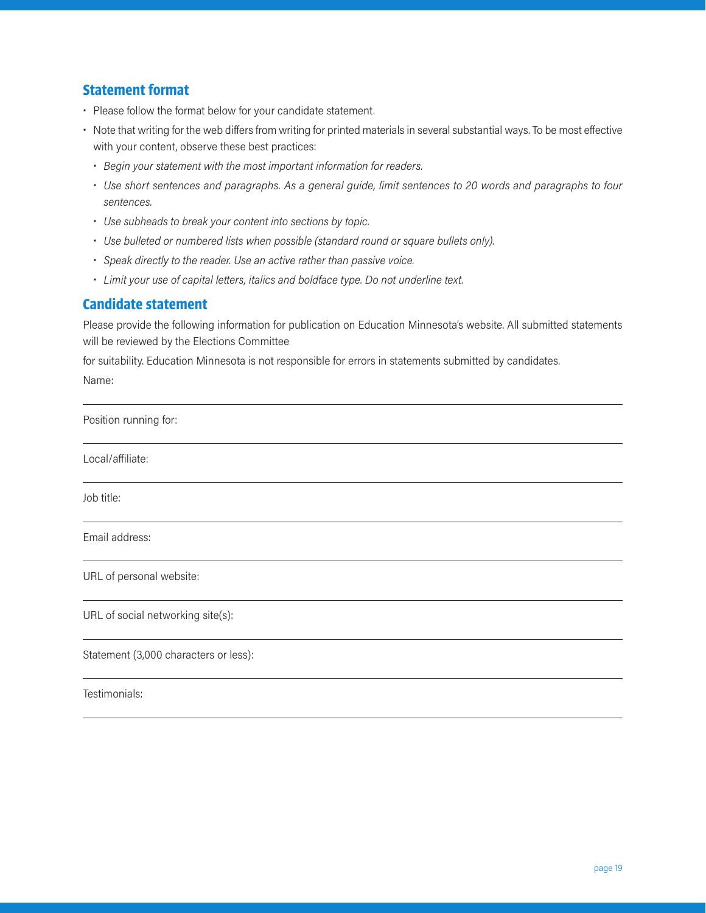## Statement format

- Please follow the format below for your candidate statement.
- Note that writing for the web differs from writing for printed materials in several substantial ways. To be most effective with your content, observe these best practices:
  - *Begin your statement with the most important information for readers.*
  - *Use short sentences and paragraphs. As a general guide, limit sentences to 20 words and paragraphs to four sentences.*
  - *Use subheads to break your content into sections by topic.*
  - *Use bulleted or numbered lists when possible (standard round or square bullets only).*
  - *Speak directly to the reader. Use an active rather than passive voice.*
  - *Limit your use of capital letters, italics and boldface type. Do not underline text.*

## Candidate statement

Please provide the following information for publication on Education Minnesota's website. All submitted statements will be reviewed by the Elections Committee

for suitability. Education Minnesota is not responsible for errors in statements submitted by candidates.

Name:

---

Position running for:

---

Local/affiliate:

---

Job title:

---

Email address:

---

URL of personal website:

---

URL of social networking site(s):

---

Statement (3,000 characters or less):

---

Testimonials:

---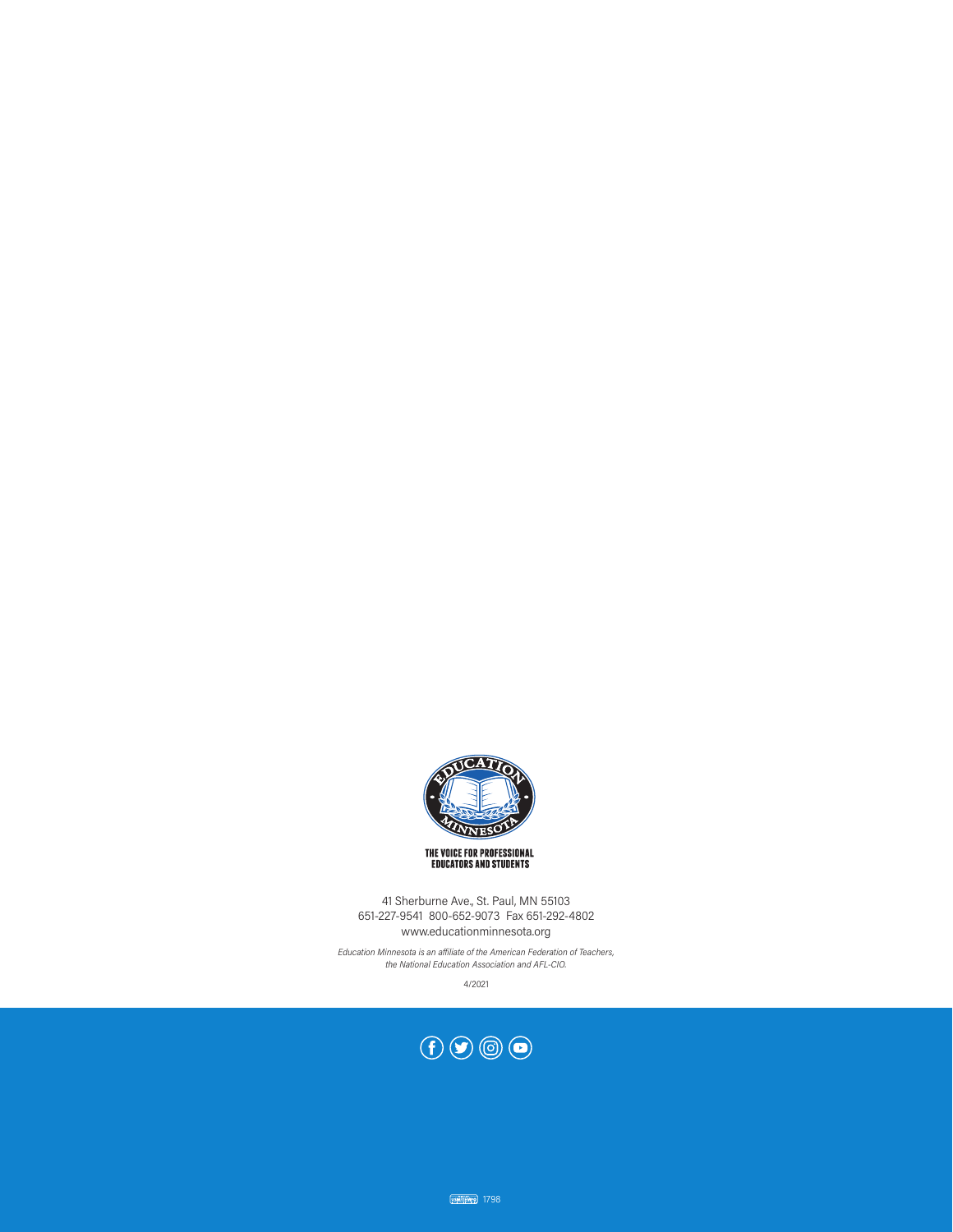THE VOICE FOR PROFESSIONAL EDUCATORS AND STUDENTS

41 Sherburne Ave., St. Paul, MN 55103
651-227-9541 800-652-9073 Fax 651-292-4802
www.educationminnesota.org

*Education Minnesota is an affiliate of the American Federation of Teachers, the National Education Association and AFL-CIO.*

4/2021

1798